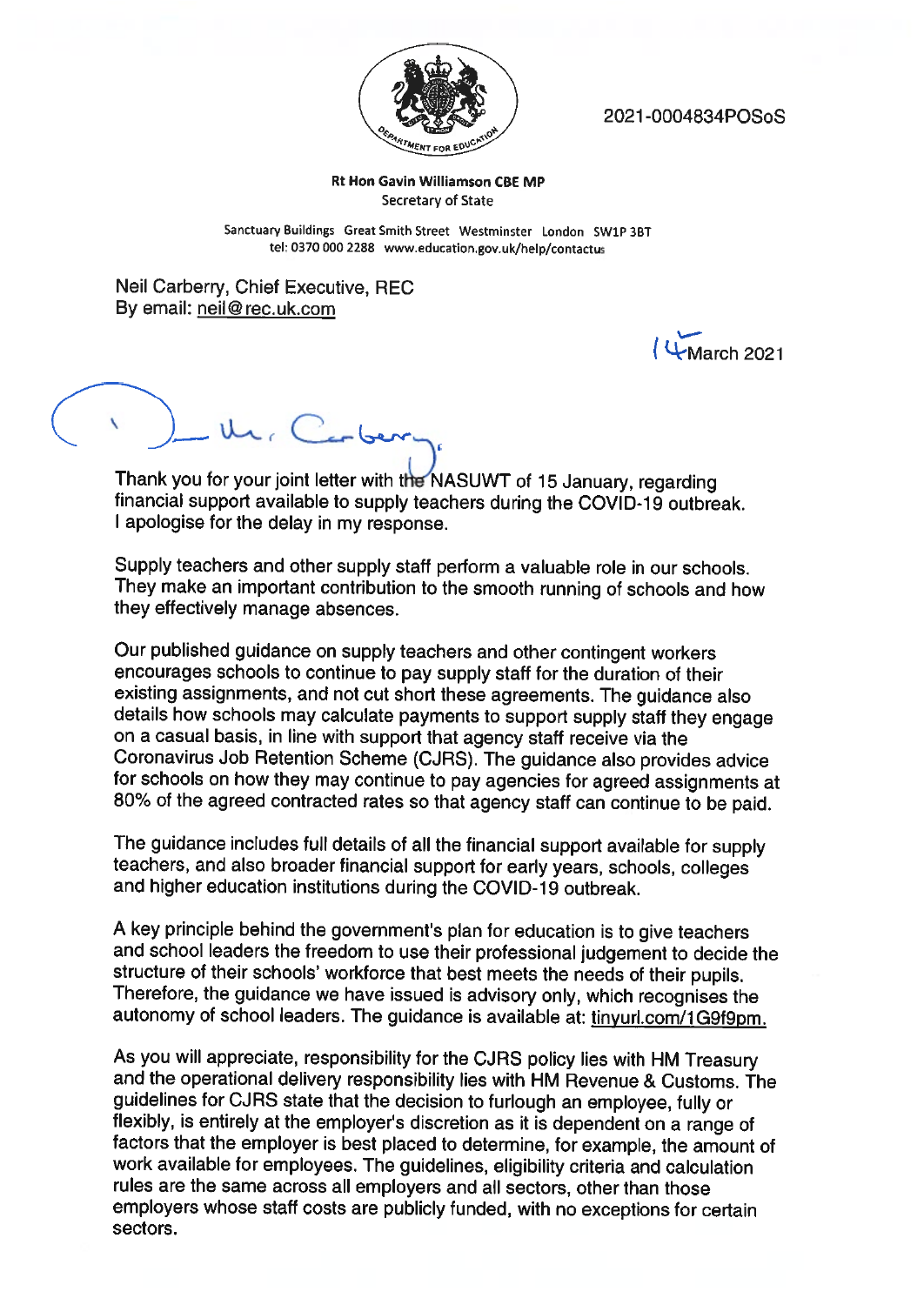2021-0004834POSoS

**Rt Hon Gavin Williamson CBE MP**
Secretary of State

Sanctuary Buildings Great Smith Street Westminster London SW1P 3BT
tel: 0370 000 2288 www.education.gov.uk/help/contactus

Neil Carberry, Chief Executive, REC
By email: neil@rec.uk.com

14 March 2021

Dear Mr. Carberry,

Thank you for your joint letter with the NASUWT of 15 January, regarding financial support available to supply teachers during the COVID-19 outbreak. I apologise for the delay in my response.

Supply teachers and other supply staff perform a valuable role in our schools. They make an important contribution to the smooth running of schools and how they effectively manage absences.

Our published guidance on supply teachers and other contingent workers encourages schools to continue to pay supply staff for the duration of their existing assignments, and not cut short these agreements. The guidance also details how schools may calculate payments to support supply staff they engage on a casual basis, in line with support that agency staff receive via the Coronavirus Job Retention Scheme (CJRS). The guidance also provides advice for schools on how they may continue to pay agencies for agreed assignments at 80% of the agreed contracted rates so that agency staff can continue to be paid.

The guidance includes full details of all the financial support available for supply teachers, and also broader financial support for early years, schools, colleges and higher education institutions during the COVID-19 outbreak.

A key principle behind the government's plan for education is to give teachers and school leaders the freedom to use their professional judgement to decide the structure of their schools' workforce that best meets the needs of their pupils. Therefore, the guidance we have issued is advisory only, which recognises the autonomy of school leaders. The guidance is available at: tinyurl.com/1G9f9pm.

As you will appreciate, responsibility for the CJRS policy lies with HM Treasury and the operational delivery responsibility lies with HM Revenue & Customs. The guidelines for CJRS state that the decision to furlough an employee, fully or flexibly, is entirely at the employer's discretion as it is dependent on a range of factors that the employer is best placed to determine, for example, the amount of work available for employees. The guidelines, eligibility criteria and calculation rules are the same across all employers and all sectors, other than those employers whose staff costs are publicly funded, with no exceptions for certain sectors.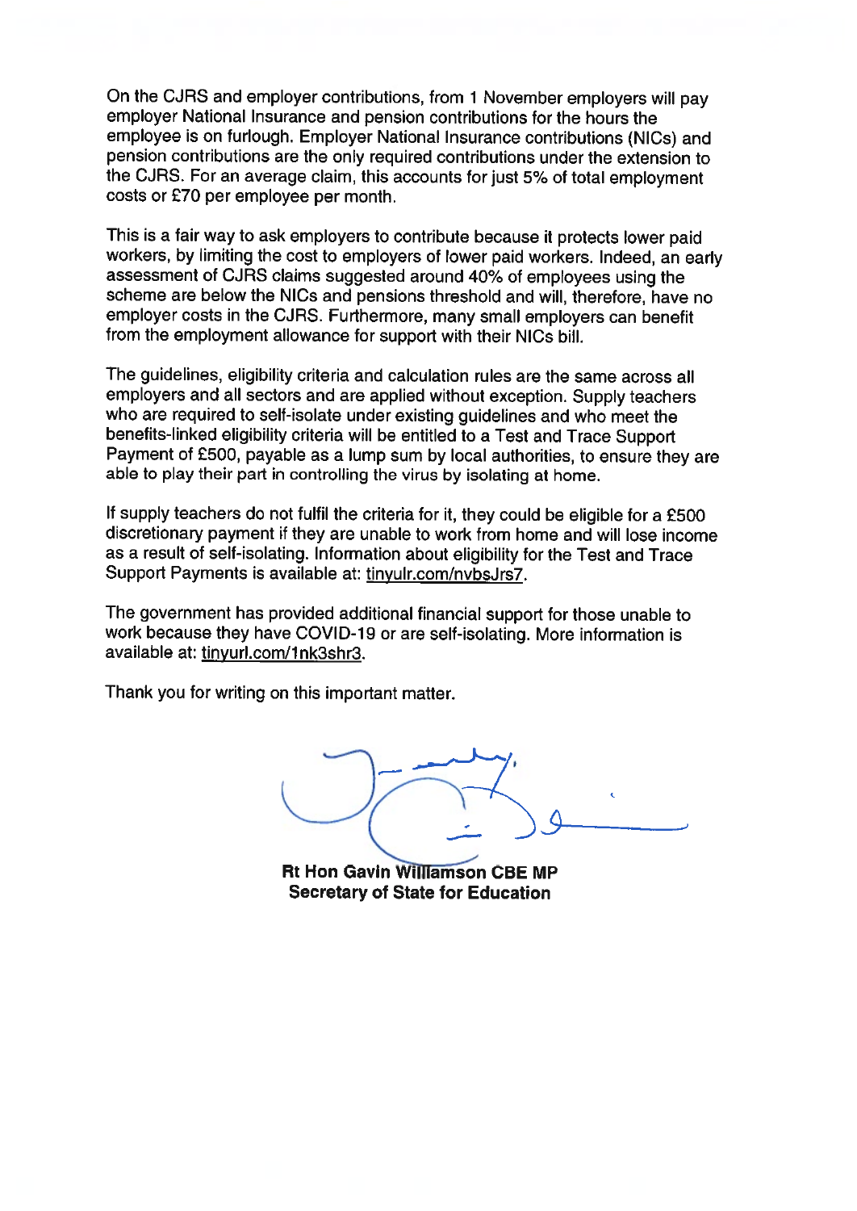On the CJRS and employer contributions, from 1 November employers will pay employer National Insurance and pension contributions for the hours the employee is on furlough. Employer National Insurance contributions (NICs) and pension contributions are the only required contributions under the extension to the CJRS. For an average claim, this accounts for just 5% of total employment costs or £70 per employee per month.

This is a fair way to ask employers to contribute because it protects lower paid workers, by limiting the cost to employers of lower paid workers. Indeed, an early assessment of CJRS claims suggested around 40% of employees using the scheme are below the NICs and pensions threshold and will, therefore, have no employer costs in the CJRS. Furthermore, many small employers can benefit from the employment allowance for support with their NICs bill.

The guidelines, eligibility criteria and calculation rules are the same across all employers and all sectors and are applied without exception. Supply teachers who are required to self-isolate under existing guidelines and who meet the benefits-linked eligibility criteria will be entitled to a Test and Trace Support Payment of £500, payable as a lump sum by local authorities, to ensure they are able to play their part in controlling the virus by isolating at home.

If supply teachers do not fulfil the criteria for it, they could be eligible for a £500 discretionary payment if they are unable to work from home and will lose income as a result of self-isolating. Information about eligibility for the Test and Trace Support Payments is available at: tinyulr.com/nvbsJrs7.

The government has provided additional financial support for those unable to work because they have COVID-19 or are self-isolating. More information is available at: tinyurl.com/1nk3shr3.

Thank you for writing on this important matter.

**Rt Hon Gavin Williamson CBE MP**
**Secretary of State for Education**